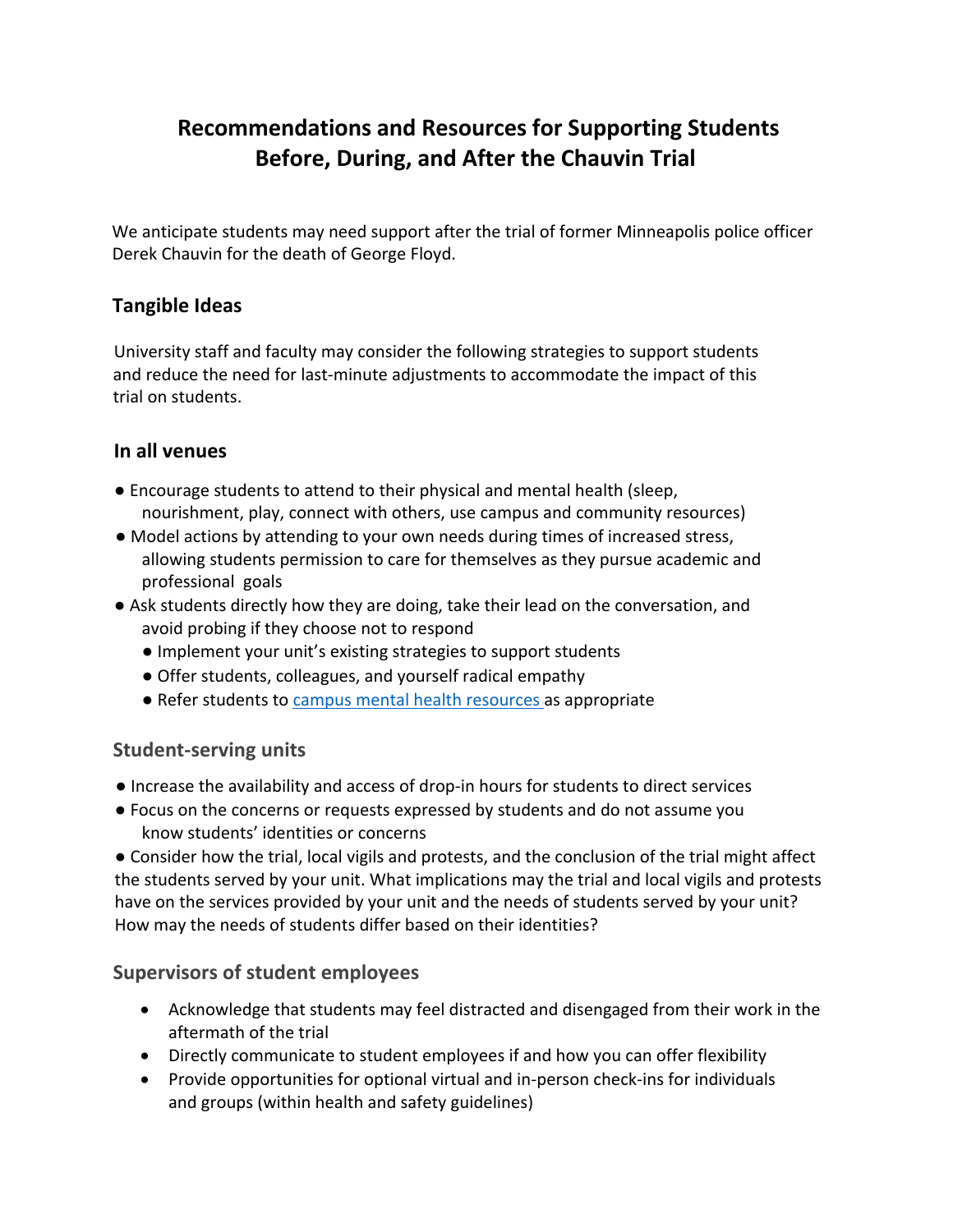# Recommendations and Resources for Supporting Students Before, During, and After the Chauvin Trial

We anticipate students may need support after the trial of former Minneapolis police officer Derek Chauvin for the death of George Floyd.

## Tangible Ideas

University staff and faculty may consider the following strategies to support students and reduce the need for last-minute adjustments to accommodate the impact of this trial on students.

## In all venues

- Encourage students to attend to their physical and mental health (sleep, nourishment, play, connect with others, use campus and community resources)
- Model actions by attending to your own needs during times of increased stress, allowing students permission to care for themselves as they pursue academic and professional goals
- Ask students directly how they are doing, take their lead on the conversation, and avoid probing if they choose not to respond
  - Implement your unit's existing strategies to support students
  - Offer students, colleagues, and yourself radical empathy
  - Refer students to [campus mental health resources](#) as appropriate

### Student-serving units

- Increase the availability and access of drop-in hours for students to direct services
- Focus on the concerns or requests expressed by students and do not assume you know students' identities or concerns
- Consider how the trial, local vigils and protests, and the conclusion of the trial might affect the students served by your unit. What implications may the trial and local vigils and protests have on the services provided by your unit and the needs of students served by your unit? How may the needs of students differ based on their identities?

### Supervisors of student employees

- Acknowledge that students may feel distracted and disengaged from their work in the aftermath of the trial
- Directly communicate to student employees if and how you can offer flexibility
- Provide opportunities for optional virtual and in-person check-ins for individuals and groups (within health and safety guidelines)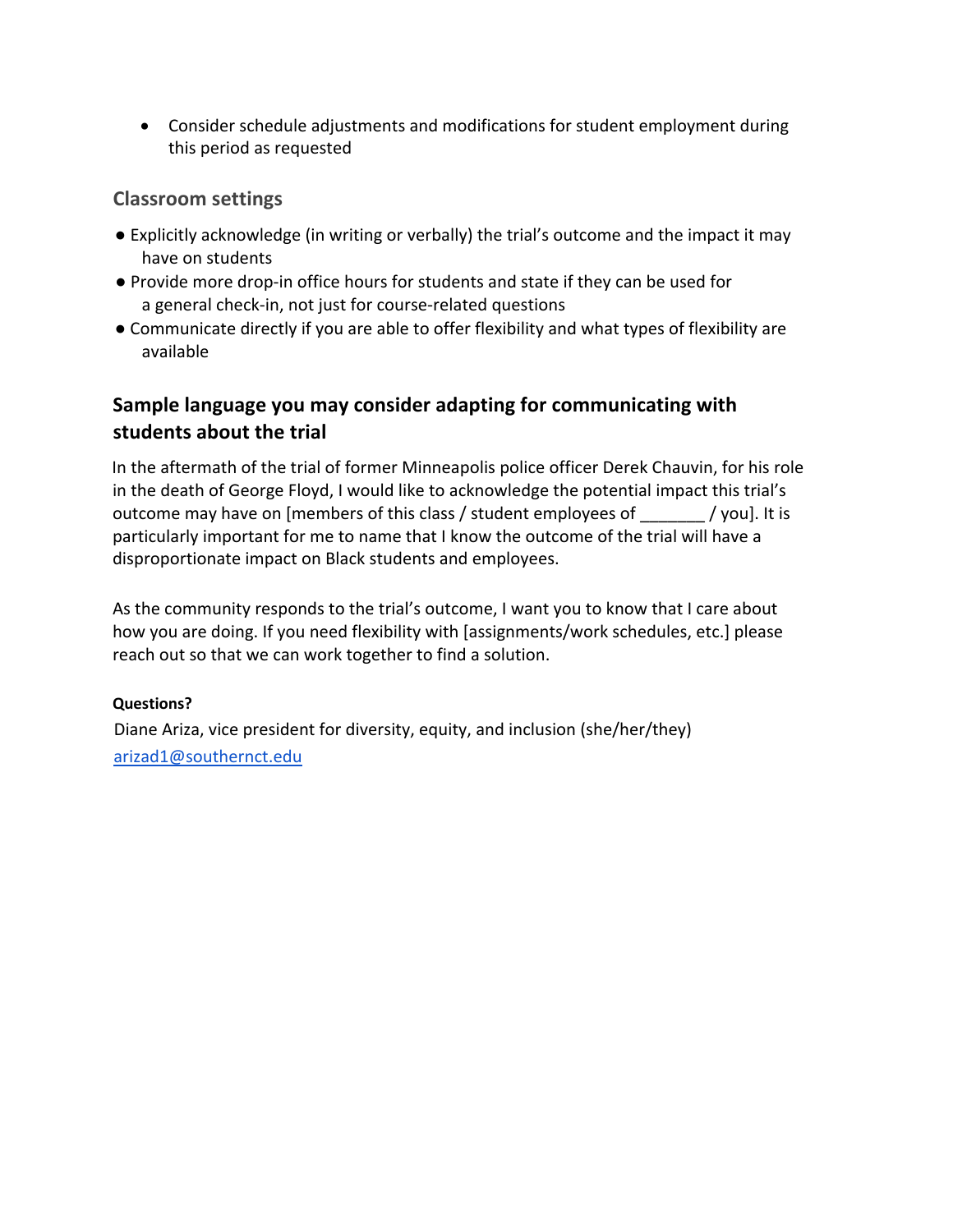- Consider schedule adjustments and modifications for student employment during this period as requested

### Classroom settings

- Explicitly acknowledge (in writing or verbally) the trial's outcome and the impact it may have on students
- Provide more drop-in office hours for students and state if they can be used for a general check-in, not just for course-related questions
- Communicate directly if you are able to offer flexibility and what types of flexibility are available

## Sample language you may consider adapting for communicating with students about the trial

In the aftermath of the trial of former Minneapolis police officer Derek Chauvin, for his role in the death of George Floyd, I would like to acknowledge the potential impact this trial's outcome may have on [members of this class / student employees of _______ / you]. It is particularly important for me to name that I know the outcome of the trial will have a disproportionate impact on Black students and employees.

As the community responds to the trial's outcome, I want you to know that I care about how you are doing. If you need flexibility with [assignments/work schedules, etc.] please reach out so that we can work together to find a solution.

**Questions?**

Diane Ariza, vice president for diversity, equity, and inclusion (she/her/they)
arizad1@southernct.edu